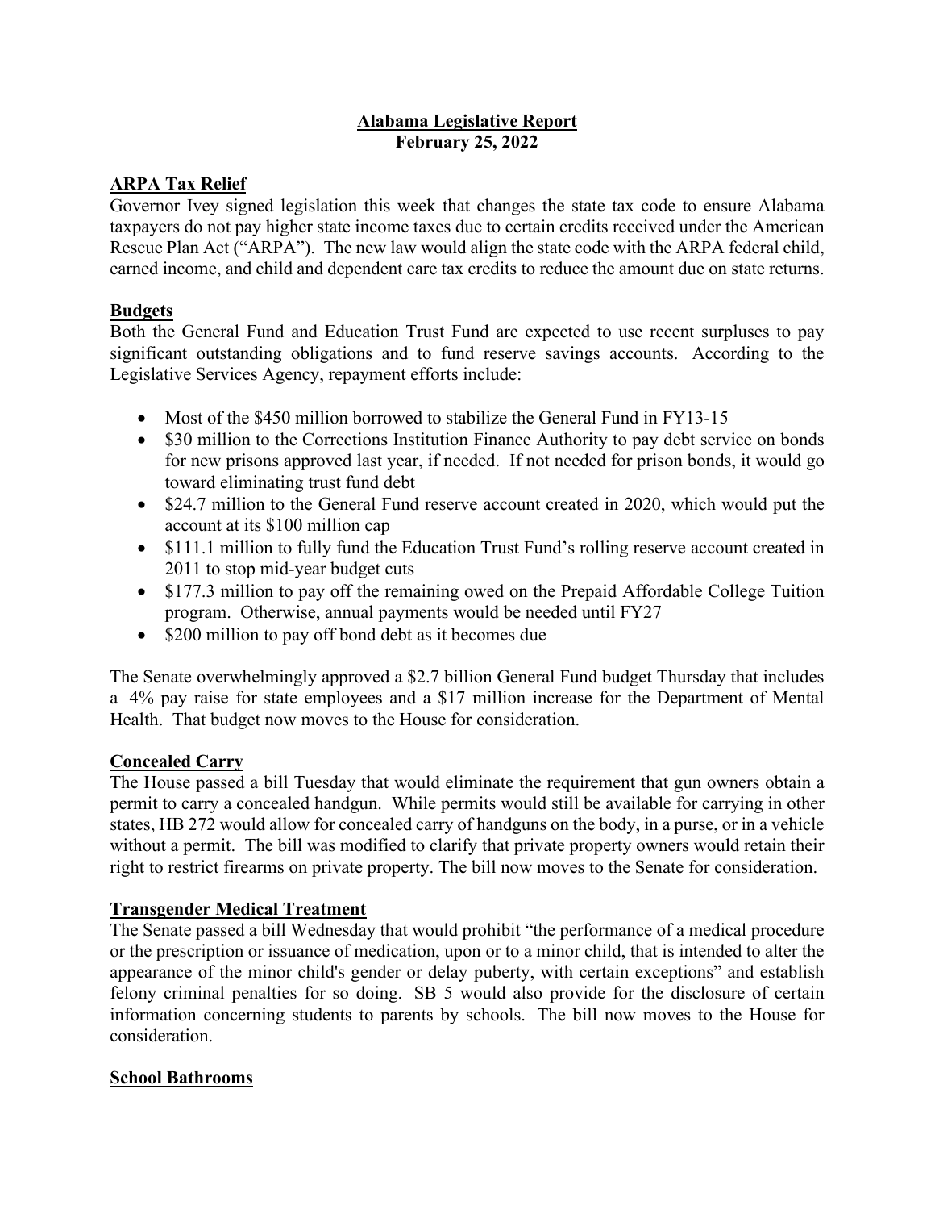# Alabama Legislative Report
## February 25, 2022

### ARPA Tax Relief

Governor Ivey signed legislation this week that changes the state tax code to ensure Alabama taxpayers do not pay higher state income taxes due to certain credits received under the American Rescue Plan Act ("ARPA"). The new law would align the state code with the ARPA federal child, earned income, and child and dependent care tax credits to reduce the amount due on state returns.

### Budgets

Both the General Fund and Education Trust Fund are expected to use recent surpluses to pay significant outstanding obligations and to fund reserve savings accounts. According to the Legislative Services Agency, repayment efforts include:

- Most of the $450 million borrowed to stabilize the General Fund in FY13-15
- $30 million to the Corrections Institution Finance Authority to pay debt service on bonds for new prisons approved last year, if needed. If not needed for prison bonds, it would go toward eliminating trust fund debt
- $24.7 million to the General Fund reserve account created in 2020, which would put the account at its $100 million cap
- $111.1 million to fully fund the Education Trust Fund's rolling reserve account created in 2011 to stop mid-year budget cuts
- $177.3 million to pay off the remaining owed on the Prepaid Affordable College Tuition program. Otherwise, annual payments would be needed until FY27
- $200 million to pay off bond debt as it becomes due

The Senate overwhelmingly approved a $2.7 billion General Fund budget Thursday that includes a 4% pay raise for state employees and a $17 million increase for the Department of Mental Health. That budget now moves to the House for consideration.

### Concealed Carry

The House passed a bill Tuesday that would eliminate the requirement that gun owners obtain a permit to carry a concealed handgun. While permits would still be available for carrying in other states, HB 272 would allow for concealed carry of handguns on the body, in a purse, or in a vehicle without a permit. The bill was modified to clarify that private property owners would retain their right to restrict firearms on private property. The bill now moves to the Senate for consideration.

### Transgender Medical Treatment

The Senate passed a bill Wednesday that would prohibit "the performance of a medical procedure or the prescription or issuance of medication, upon or to a minor child, that is intended to alter the appearance of the minor child's gender or delay puberty, with certain exceptions" and establish felony criminal penalties for so doing. SB 5 would also provide for the disclosure of certain information concerning students to parents by schools. The bill now moves to the House for consideration.

### School Bathrooms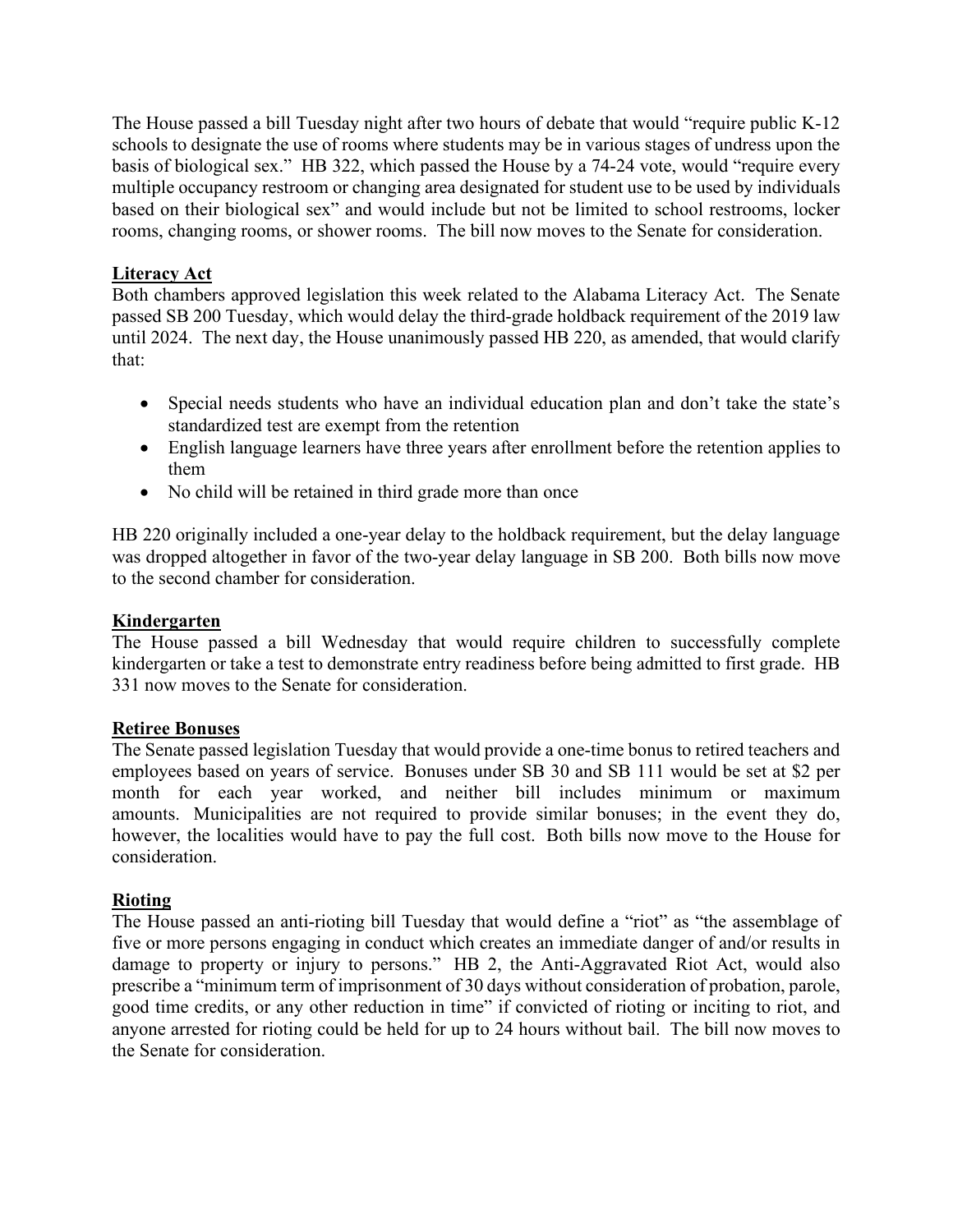The House passed a bill Tuesday night after two hours of debate that would "require public K-12 schools to designate the use of rooms where students may be in various stages of undress upon the basis of biological sex." HB 322, which passed the House by a 74-24 vote, would "require every multiple occupancy restroom or changing area designated for student use to be used by individuals based on their biological sex" and would include but not be limited to school restrooms, locker rooms, changing rooms, or shower rooms. The bill now moves to the Senate for consideration.

**Literacy Act**

Both chambers approved legislation this week related to the Alabama Literacy Act. The Senate passed SB 200 Tuesday, which would delay the third-grade holdback requirement of the 2019 law until 2024. The next day, the House unanimously passed HB 220, as amended, that would clarify that:

- Special needs students who have an individual education plan and don't take the state's standardized test are exempt from the retention
- English language learners have three years after enrollment before the retention applies to them
- No child will be retained in third grade more than once

HB 220 originally included a one-year delay to the holdback requirement, but the delay language was dropped altogether in favor of the two-year delay language in SB 200. Both bills now move to the second chamber for consideration.

**Kindergarten**

The House passed a bill Wednesday that would require children to successfully complete kindergarten or take a test to demonstrate entry readiness before being admitted to first grade. HB 331 now moves to the Senate for consideration.

**Retiree Bonuses**

The Senate passed legislation Tuesday that would provide a one-time bonus to retired teachers and employees based on years of service. Bonuses under SB 30 and SB 111 would be set at $2 per month for each year worked, and neither bill includes minimum or maximum amounts. Municipalities are not required to provide similar bonuses; in the event they do, however, the localities would have to pay the full cost. Both bills now move to the House for consideration.

**Rioting**

The House passed an anti-rioting bill Tuesday that would define a "riot" as "the assemblage of five or more persons engaging in conduct which creates an immediate danger of and/or results in damage to property or injury to persons." HB 2, the Anti-Aggravated Riot Act, would also prescribe a "minimum term of imprisonment of 30 days without consideration of probation, parole, good time credits, or any other reduction in time" if convicted of rioting or inciting to riot, and anyone arrested for rioting could be held for up to 24 hours without bail. The bill now moves to the Senate for consideration.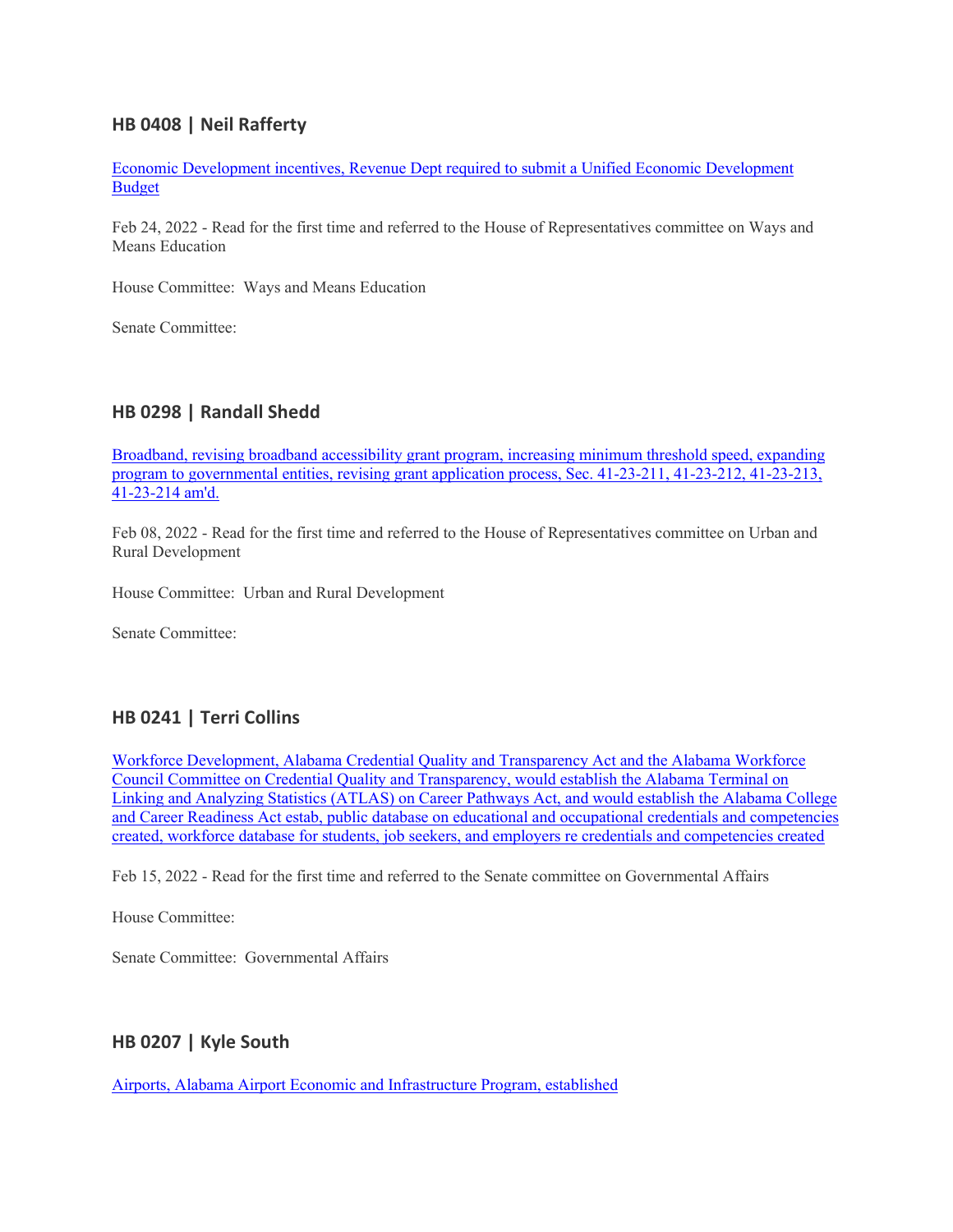### HB 0408 | Neil Rafferty

[Economic Development incentives, Revenue Dept required to submit a Unified Economic Development Budget]()

Feb 24, 2022 - Read for the first time and referred to the House of Representatives committee on Ways and Means Education

House Committee: Ways and Means Education

Senate Committee:

### HB 0298 | Randall Shedd

[Broadband, revising broadband accessibility grant program, increasing minimum threshold speed, expanding program to governmental entities, revising grant application process, Sec. 41-23-211, 41-23-212, 41-23-213, 41-23-214 am'd.]()

Feb 08, 2022 - Read for the first time and referred to the House of Representatives committee on Urban and Rural Development

House Committee: Urban and Rural Development

Senate Committee:

### HB 0241 | Terri Collins

[Workforce Development, Alabama Credential Quality and Transparency Act and the Alabama Workforce Council Committee on Credential Quality and Transparency, would establish the Alabama Terminal on Linking and Analyzing Statistics (ATLAS) on Career Pathways Act, and would establish the Alabama College and Career Readiness Act estab, public database on educational and occupational credentials and competencies created, workforce database for students, job seekers, and employers re credentials and competencies created]()

Feb 15, 2022 - Read for the first time and referred to the Senate committee on Governmental Affairs

House Committee:

Senate Committee: Governmental Affairs

### HB 0207 | Kyle South

[Airports, Alabama Airport Economic and Infrastructure Program, established]()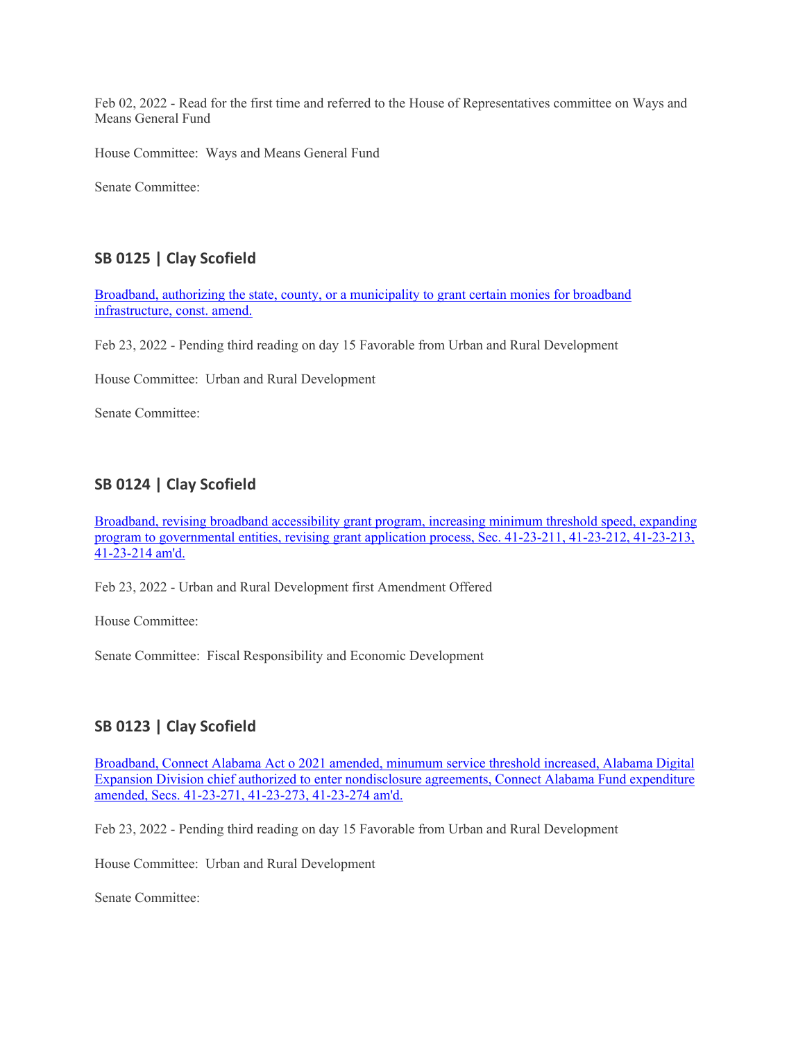Feb 02, 2022 - Read for the first time and referred to the House of Representatives committee on Ways and Means General Fund

House Committee: Ways and Means General Fund

Senate Committee:

## SB 0125 | Clay Scofield

[Broadband, authorizing the state, county, or a municipality to grant certain monies for broadband infrastructure, const. amend.]()

Feb 23, 2022 - Pending third reading on day 15 Favorable from Urban and Rural Development

House Committee: Urban and Rural Development

Senate Committee:

## SB 0124 | Clay Scofield

[Broadband, revising broadband accessibility grant program, increasing minimum threshold speed, expanding program to governmental entities, revising grant application process, Sec. 41-23-211, 41-23-212, 41-23-213, 41-23-214 am'd.]()

Feb 23, 2022 - Urban and Rural Development first Amendment Offered

House Committee:

Senate Committee: Fiscal Responsibility and Economic Development

## SB 0123 | Clay Scofield

[Broadband, Connect Alabama Act o 2021 amended, minumum service threshold increased, Alabama Digital Expansion Division chief authorized to enter nondisclosure agreements, Connect Alabama Fund expenditure amended, Secs. 41-23-271, 41-23-273, 41-23-274 am'd.]()

Feb 23, 2022 - Pending third reading on day 15 Favorable from Urban and Rural Development

House Committee: Urban and Rural Development

Senate Committee: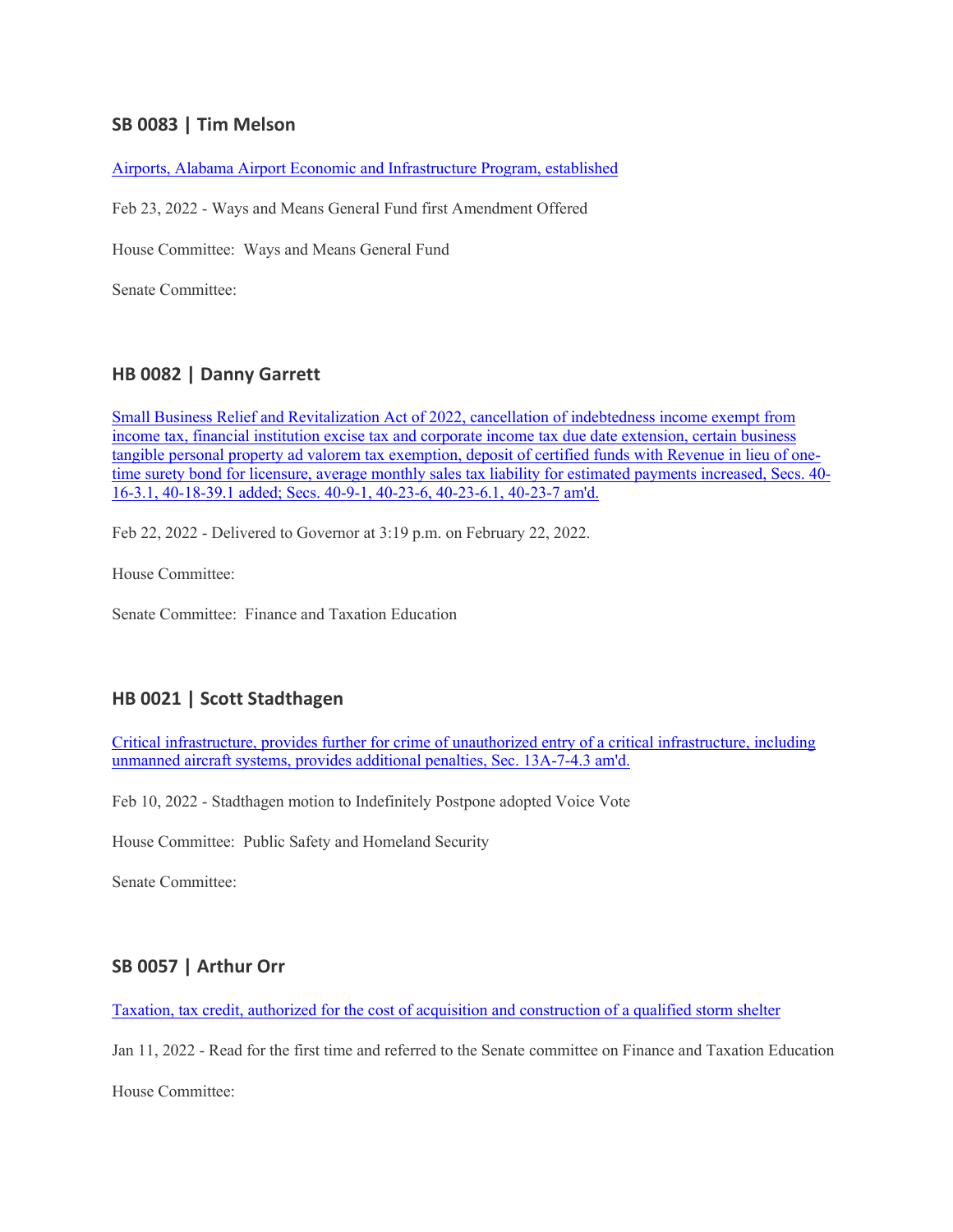### SB 0083 | Tim Melson

[Airports, Alabama Airport Economic and Infrastructure Program, established]()

Feb 23, 2022 - Ways and Means General Fund first Amendment Offered

House Committee: Ways and Means General Fund

Senate Committee:

### HB 0082 | Danny Garrett

[Small Business Relief and Revitalization Act of 2022, cancellation of indebtedness income exempt from income tax, financial institution excise tax and corporate income tax due date extension, certain business tangible personal property ad valorem tax exemption, deposit of certified funds with Revenue in lieu of one-time surety bond for licensure, average monthly sales tax liability for estimated payments increased, Secs. 40-16-3.1, 40-18-39.1 added; Secs. 40-9-1, 40-23-6, 40-23-6.1, 40-23-7 am'd.]()

Feb 22, 2022 - Delivered to Governor at 3:19 p.m. on February 22, 2022.

House Committee:

Senate Committee: Finance and Taxation Education

### HB 0021 | Scott Stadthagen

[Critical infrastructure, provides further for crime of unauthorized entry of a critical infrastructure, including unmanned aircraft systems, provides additional penalties, Sec. 13A-7-4.3 am'd.]()

Feb 10, 2022 - Stadthagen motion to Indefinitely Postpone adopted Voice Vote

House Committee: Public Safety and Homeland Security

Senate Committee:

### SB 0057 | Arthur Orr

[Taxation, tax credit, authorized for the cost of acquisition and construction of a qualified storm shelter]()

Jan 11, 2022 - Read for the first time and referred to the Senate committee on Finance and Taxation Education

House Committee: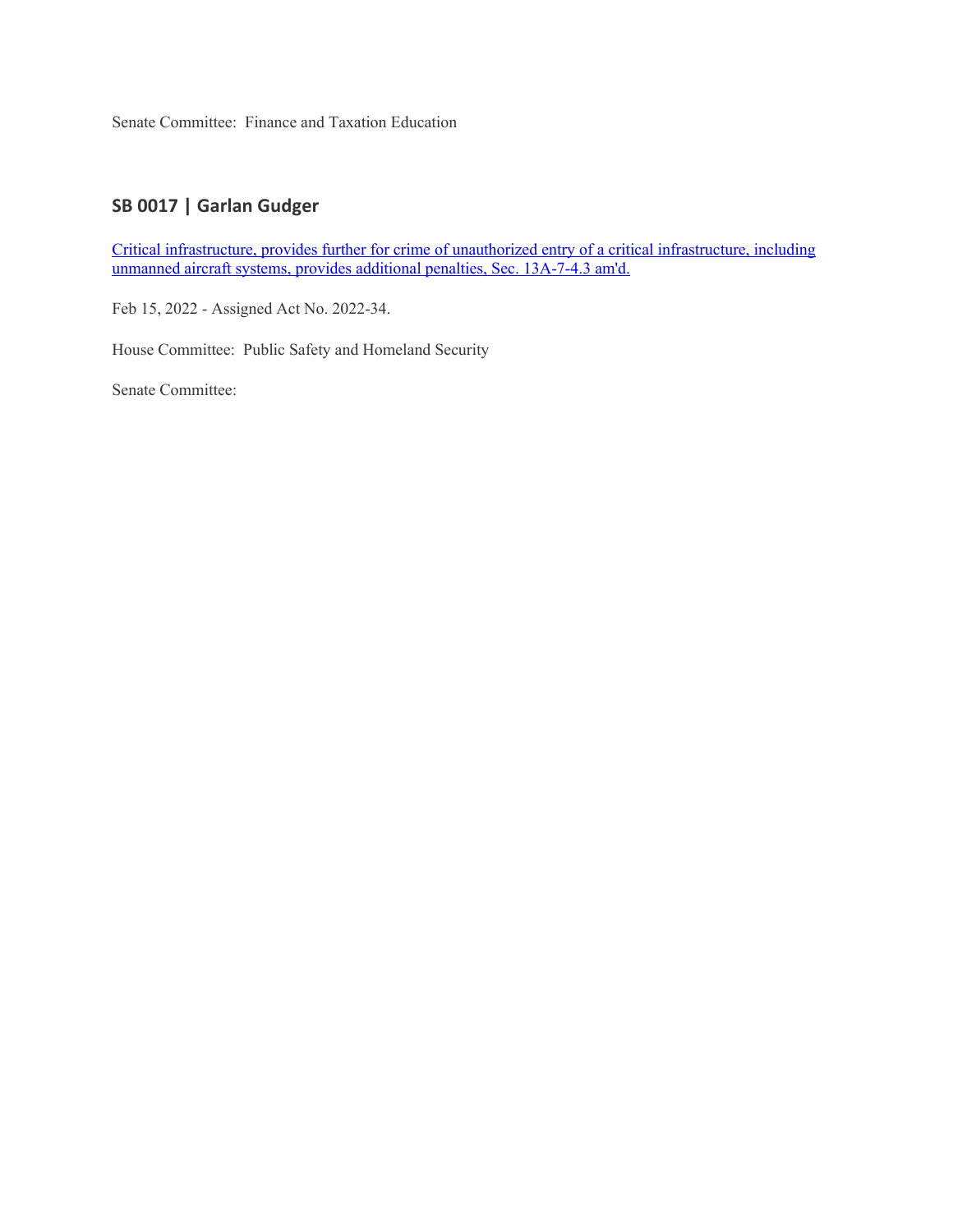Senate Committee: Finance and Taxation Education

## SB 0017 | Garlan Gudger

Critical infrastructure, provides further for crime of unauthorized entry of a critical infrastructure, including unmanned aircraft systems, provides additional penalties, Sec. 13A-7-4.3 am'd.

Feb 15, 2022 - Assigned Act No. 2022-34.

House Committee: Public Safety and Homeland Security

Senate Committee: